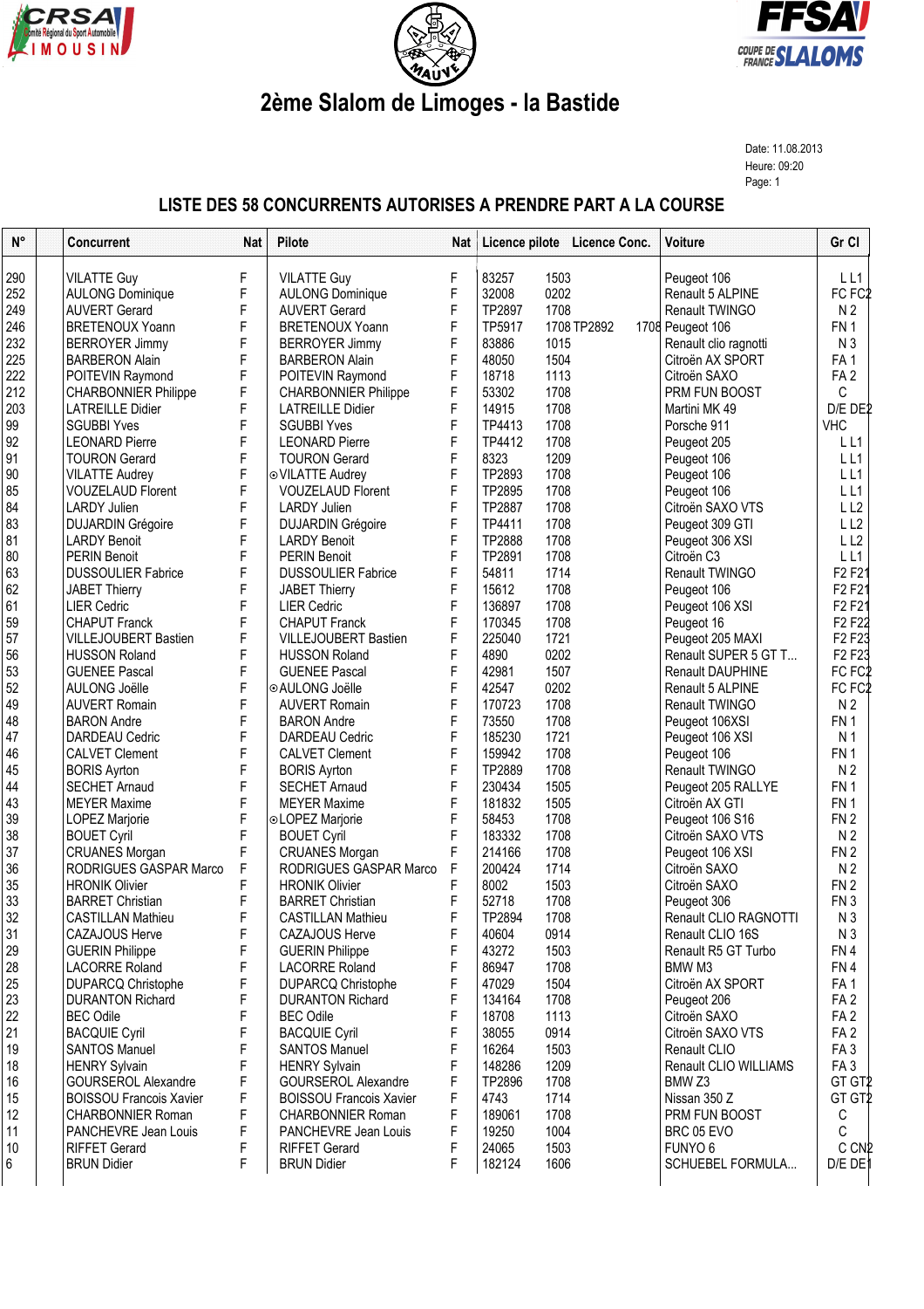# 2ème Slalom de Limoges - la Bastide

Date: 11.08.2013
Heure: 09:20
Page: 1

## LISTE DES 58 CONCURRENTS AUTORISES A PRENDRE PART A LA COURSE

| N° | Concurrent | Nat | Pilote | Nat | Licence pilote | Licence Conc. | Voiture | Gr Cl |
|---|---|---|---|---|---|---|---|---|
| 290 | VILATTE Guy | F | VILATTE Guy | F | 83257 | 1503 | Peugeot 106 | L L1 |
| 252 | AULONG Dominique | F | AULONG Dominique | F | 32008 | 0202 | Renault 5 ALPINE | FC FC2 |
| 249 | AUVERT Gerard | F | AUVERT Gerard | F | TP2897 | 1708 | Renault TWINGO | N 2 |
| 246 | BRETENOUX Yoann | F | BRETENOUX Yoann | F | TP5917 | 1708 TP2892 1708 | Peugeot 106 | FN 1 |
| 232 | BERROYER Jimmy | F | BERROYER Jimmy | F | 83886 | 1015 | Renault clio ragnotti | N 3 |
| 225 | BARBERON Alain | F | BARBERON Alain | F | 48050 | 1504 | Citroën AX SPORT | FA 1 |
| 222 | POITEVIN Raymond | F | POITEVIN Raymond | F | 18718 | 1113 | Citroën SAXO | FA 2 |
| 212 | CHARBONNIER Philippe | F | CHARBONNIER Philippe | F | 53302 | 1708 | PRM FUN BOOST | C |
| 203 | LATREILLE Didier | F | LATREILLE Didier | F | 14915 | 1708 | Martini MK 49 | D/E DE2 |
| 99 | SGUBBI Yves | F | SGUBBI Yves | F | TP4413 | 1708 | Porsche 911 | VHC |
| 92 | LEONARD Pierre | F | LEONARD Pierre | F | TP4412 | 1708 | Peugeot 205 | L L1 |
| 91 | TOURON Gerard | F | TOURON Gerard | F | 8323 | 1209 | Peugeot 106 | L L1 |
| 90 | VILATTE Audrey | F | ⊙VILATTE Audrey | F | TP2893 | 1708 | Peugeot 106 | L L1 |
| 85 | VOUZELAUD Florent | F | VOUZELAUD Florent | F | TP2895 | 1708 | Peugeot 106 | L L1 |
| 84 | LARDY Julien | F | LARDY Julien | F | TP2887 | 1708 | Citroën SAXO VTS | L L2 |
| 83 | DUJARDIN Grégoire | F | DUJARDIN Grégoire | F | TP4411 | 1708 | Peugeot 309 GTI | L L2 |
| 81 | LARDY Benoit | F | LARDY Benoit | F | TP2888 | 1708 | Peugeot 306 XSI | L L2 |
| 80 | PERIN Benoit | F | PERIN Benoit | F | TP2891 | 1708 | Citroën C3 | L L1 |
| 63 | DUSSOULIER Fabrice | F | DUSSOULIER Fabrice | F | 54811 | 1714 | Renault TWINGO | F2 F21 |
| 62 | JABET Thierry | F | JABET Thierry | F | 15612 | 1708 | Peugeot 106 | F2 F21 |
| 61 | LIER Cedric | F | LIER Cedric | F | 136897 | 1708 | Peugeot 106 XSI | F2 F21 |
| 59 | CHAPUT Franck | F | CHAPUT Franck | F | 170345 | 1708 | Peugeot 16 | F2 F22 |
| 57 | VILLEJOUBERT Bastien | F | VILLEJOUBERT Bastien | F | 225040 | 1721 | Peugeot 205 MAXI | F2 F23 |
| 56 | HUSSON Roland | F | HUSSON Roland | F | 4890 | 0202 | Renault SUPER 5 GT T... | F2 F23 |
| 53 | GUENEE Pascal | F | GUENEE Pascal | F | 42981 | 1507 | Renault DAUPHINE | FC FC2 |
| 52 | AULONG Joëlle | F | ⊙AULONG Joëlle | F | 42547 | 0202 | Renault 5 ALPINE | FC FC2 |
| 49 | AUVERT Romain | F | AUVERT Romain | F | 170723 | 1708 | Renault TWINGO | N 2 |
| 48 | BARON Andre | F | BARON Andre | F | 73550 | 1708 | Peugeot 106XSI | FN 1 |
| 47 | DARDEAU Cedric | F | DARDEAU Cedric | F | 185230 | 1721 | Peugeot 106 XSI | N 1 |
| 46 | CALVET Clement | F | CALVET Clement | F | 159942 | 1708 | Peugeot 106 | FN 1 |
| 45 | BORIS Ayrton | F | BORIS Ayrton | F | TP2889 | 1708 | Renault TWINGO | N 2 |
| 44 | SECHET Arnaud | F | SECHET Arnaud | F | 230434 | 1505 | Peugeot 205 RALLYE | FN 1 |
| 43 | MEYER Maxime | F | MEYER Maxime | F | 181832 | 1505 | Citroën AX GTI | FN 1 |
| 39 | LOPEZ Marjorie | F | ⊙LOPEZ Marjorie | F | 58453 | 1708 | Peugeot 106 S16 | FN 2 |
| 38 | BOUET Cyril | F | BOUET Cyril | F | 183332 | 1708 | Citroën SAXO VTS | N 2 |
| 37 | CRUANES Morgan | F | CRUANES Morgan | F | 214166 | 1708 | Peugeot 106 XSI | FN 2 |
| 36 | RODRIGUES GASPAR Marco | F | RODRIGUES GASPAR Marco | F | 200424 | 1714 | Citroën SAXO | N 2 |
| 35 | HRONIK Olivier | F | HRONIK Olivier | F | 8002 | 1503 | Citroën SAXO | FN 2 |
| 33 | BARRET Christian | F | BARRET Christian | F | 52718 | 1708 | Peugeot 306 | FN 3 |
| 32 | CASTILLAN Mathieu | F | CASTILLAN Mathieu | F | TP2894 | 1708 | Renault CLIO RAGNOTTI | N 3 |
| 31 | CAZAJOUS Herve | F | CAZAJOUS Herve | F | 40604 | 0914 | Renault CLIO 16S | N 3 |
| 29 | GUERIN Philippe | F | GUERIN Philippe | F | 43272 | 1503 | Renault R5 GT Turbo | FN 4 |
| 28 | LACORRE Roland | F | LACORRE Roland | F | 86947 | 1708 | BMW M3 | FN 4 |
| 25 | DUPARCQ Christophe | F | DUPARCQ Christophe | F | 47029 | 1504 | Citroën AX SPORT | FA 1 |
| 23 | DURANTON Richard | F | DURANTON Richard | F | 134164 | 1708 | Peugeot 206 | FA 2 |
| 22 | BEC Odile | F | BEC Odile | F | 18708 | 1113 | Citroën SAXO | FA 2 |
| 21 | BACQUIE Cyril | F | BACQUIE Cyril | F | 38055 | 0914 | Citroën SAXO VTS | FA 2 |
| 19 | SANTOS Manuel | F | SANTOS Manuel | F | 16264 | 1503 | Renault CLIO | FA 3 |
| 18 | HENRY Sylvain | F | HENRY Sylvain | F | 148286 | 1209 | Renault CLIO WILLIAMS | FA 3 |
| 16 | GOURSEROL Alexandre | F | GOURSEROL Alexandre | F | TP2896 | 1708 | BMW Z3 | GT GT2 |
| 15 | BOISSOU Francois Xavier | F | BOISSOU Francois Xavier | F | 4743 | 1714 | Nissan 350 Z | GT GT2 |
| 12 | CHARBONNIER Roman | F | CHARBONNIER Roman | F | 189061 | 1708 | PRM FUN BOOST | C |
| 11 | PANCHEVRE Jean Louis | F | PANCHEVRE Jean Louis | F | 19250 | 1004 | BRC 05 EVO | C |
| 10 | RIFFET Gerard | F | RIFFET Gerard | F | 24065 | 1503 | FUNYO 6 | C CN2 |
| 6 | BRUN Didier | F | BRUN Didier | F | 182124 | 1606 | SCHUEBEL FORMULA... | D/E DE1 |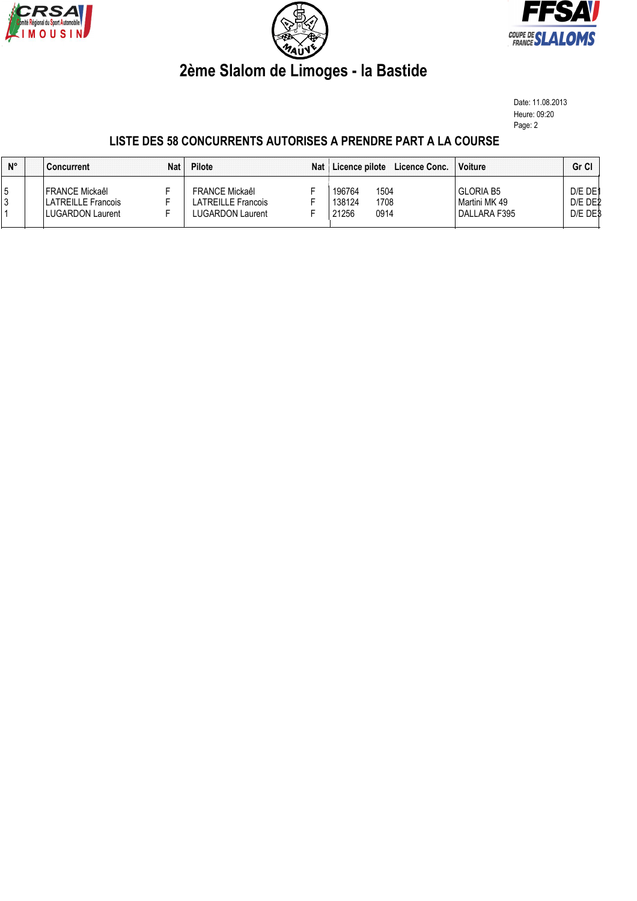# 2ème Slalom de Limoges - la Bastide

Date: 11.08.2013
Heure: 09:20
Page: 2

## LISTE DES 58 CONCURRENTS AUTORISES A PRENDRE PART A LA COURSE

| N° | | Concurrent | Nat | Pilote | Nat | Licence pilote | Licence Conc. | Voiture | Gr Cl |
|---|---|---|---|---|---|---|---|---|---|
| 5 | | FRANCE Mickaêl | F | FRANCE Mickaêl | F | 196764 | 1504 | GLORIA B5 | D/E DE1 |
| 3 | | LATREILLE Francois | F | LATREILLE Francois | F | 138124 | 1708 | Martini MK 49 | D/E DE2 |
| 1 | | LUGARDON Laurent | F | LUGARDON Laurent | F | 21256 | 0914 | DALLARA F395 | D/E DE3 |